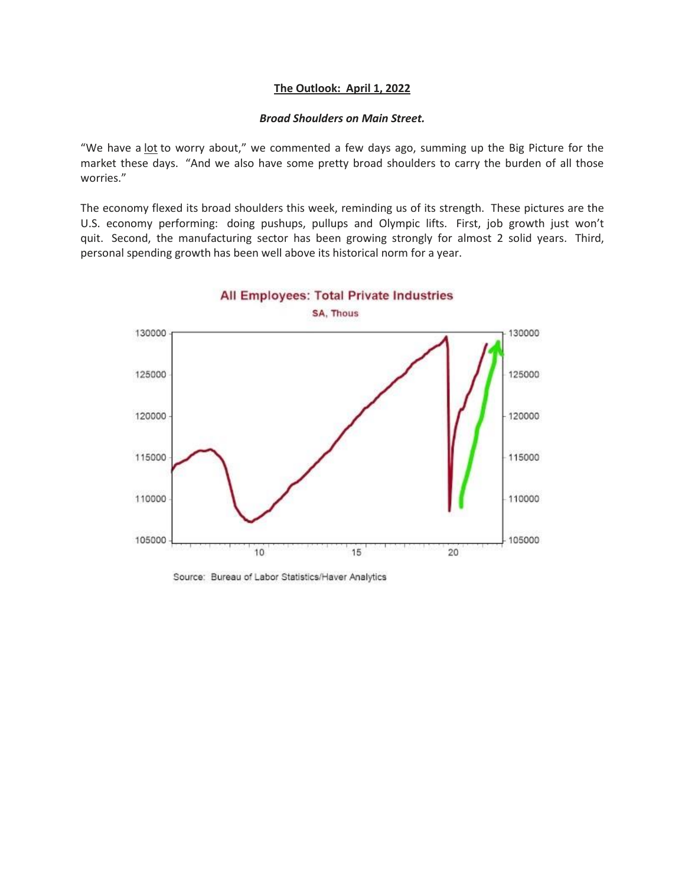## The Outlook: April 1, 2022

***Broad Shoulders on Main Street.***

"We have a lot to worry about," we commented a few days ago, summing up the Big Picture for the market these days. "And we also have some pretty broad shoulders to carry the burden of all those worries."

The economy flexed its broad shoulders this week, reminding us of its strength. These pictures are the U.S. economy performing: doing pushups, pullups and Olympic lifts. First, job growth just won't quit. Second, the manufacturing sector has been growing strongly for almost 2 solid years. Third, personal spending growth has been well above its historical norm for a year.

**All Employees: Total Private Industries**

SA, Thous

Source: Bureau of Labor Statistics/Haver Analytics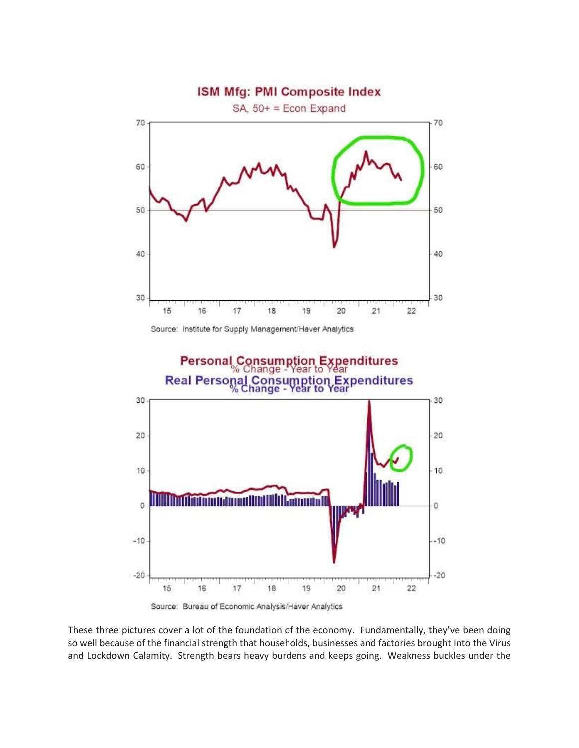**ISM Mfg: PMI Composite Index**

SA, 50+ = Econ Expand

Source: Institute for Supply Management/Haver Analytics

**Personal Consumption Expenditures**

% Change - Year to Year

**Real Personal Consumption Expenditures**

% Change - Year to Year

Source: Bureau of Economic Analysis/Haver Analytics

These three pictures cover a lot of the foundation of the economy. Fundamentally, they've been doing so well because of the financial strength that households, businesses and factories brought <u>into</u> the Virus and Lockdown Calamity. Strength bears heavy burdens and keeps going. Weakness buckles under the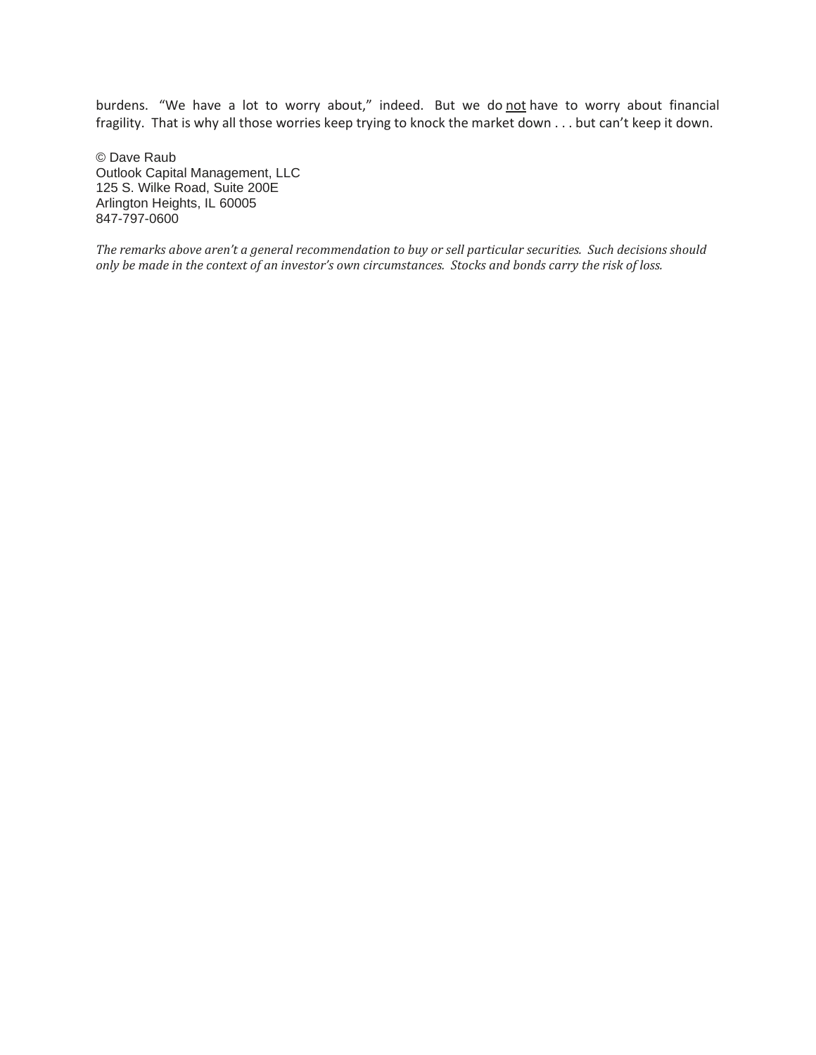burdens. “We have a lot to worry about,” indeed. But we do <u>not</u> have to worry about financial fragility. That is why all those worries keep trying to knock the market down . . . but can’t keep it down.

© Dave Raub
Outlook Capital Management, LLC
125 S. Wilke Road, Suite 200E
Arlington Heights, IL 60005
847-797-0600

*The remarks above aren’t a general recommendation to buy or sell particular securities. Such decisions should only be made in the context of an investor’s own circumstances. Stocks and bonds carry the risk of loss.*